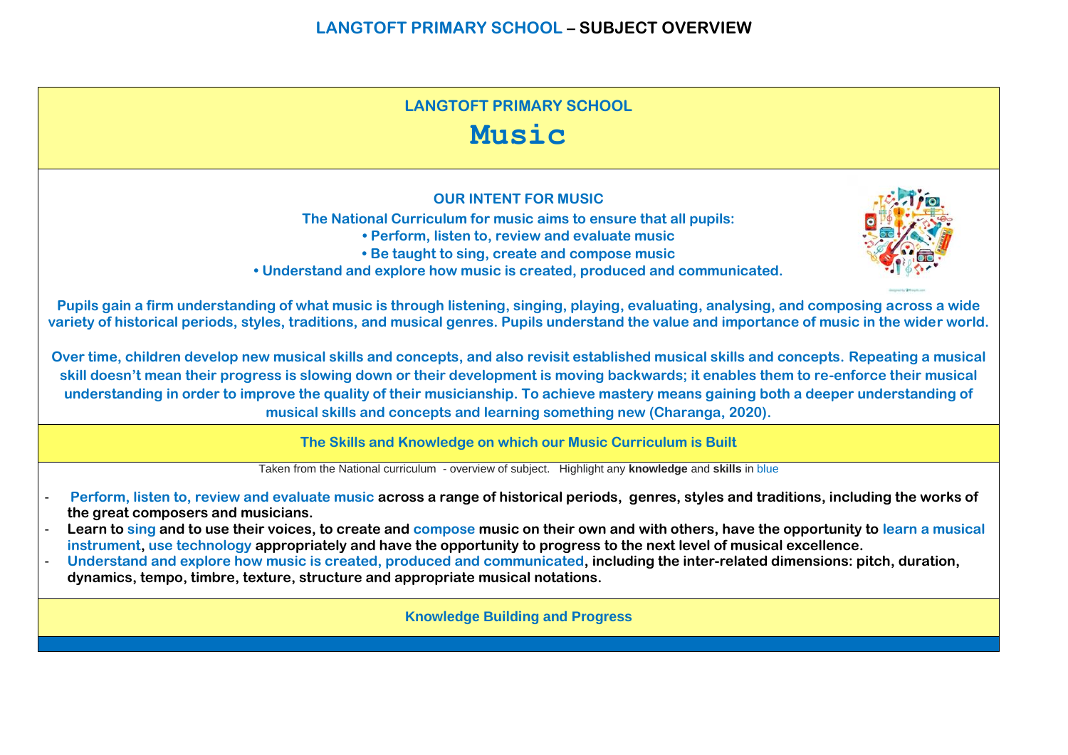# LANGTOFT PRIMARY SCHOOL – SUBJECT OVERVIEW

## LANGTOFT PRIMARY SCHOOL

# Music

### OUR INTENT FOR MUSIC

**The National Curriculum for music aims to ensure that all pupils:**

**• Perform, listen to, review and evaluate music**

**• Be taught to sing, create and compose music**

**• Understand and explore how music is created, produced and communicated.**

**Pupils gain a firm understanding of what music is through listening, singing, playing, evaluating, analysing, and composing across a wide variety of historical periods, styles, traditions, and musical genres. Pupils understand the value and importance of music in the wider world.**

**Over time, children develop new musical skills and concepts, and also revisit established musical skills and concepts. Repeating a musical skill doesn't mean their progress is slowing down or their development is moving backwards; it enables them to re-enforce their musical understanding in order to improve the quality of their musicianship. To achieve mastery means gaining both a deeper understanding of musical skills and concepts and learning something new (Charanga, 2020).**

### The Skills and Knowledge on which our Music Curriculum is Built

Taken from the National curriculum - overview of subject. Highlight any **knowledge** and **skills** in blue

- **Perform, listen to, review and evaluate music across a range of historical periods, genres, styles and traditions, including the works of the great composers and musicians.**
- **Learn to sing and to use their voices, to create and compose music on their own and with others, have the opportunity to learn a musical instrument, use technology appropriately and have the opportunity to progress to the next level of musical excellence.**
- **Understand and explore how music is created, produced and communicated, including the inter-related dimensions: pitch, duration, dynamics, tempo, timbre, texture, structure and appropriate musical notations.**

### Knowledge Building and Progress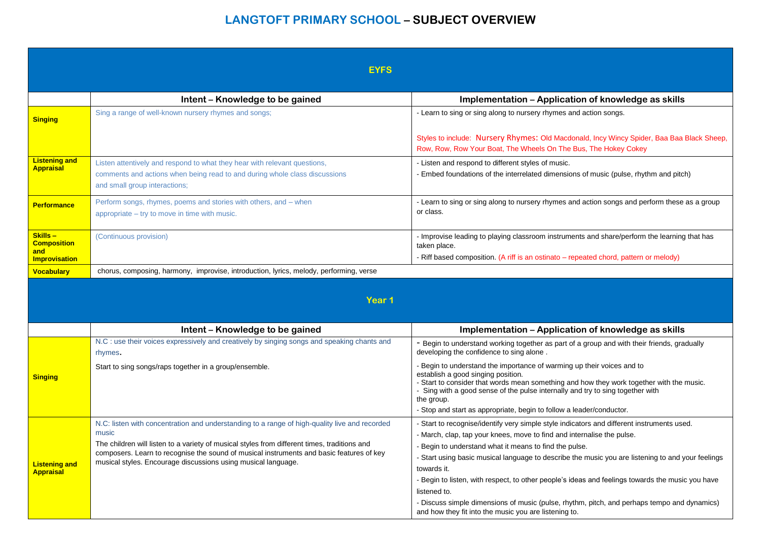# LANGTOFT PRIMARY SCHOOL – SUBJECT OVERVIEW

## EYFS

| | Intent – Knowledge to be gained | Implementation – Application of knowledge as skills |
|---|---|---|
| **Singing** | Sing a range of well-known nursery rhymes and songs; | - Learn to sing or sing along to nursery rhymes and action songs.<br><br>Styles to include: Nursery Rhymes: Old Macdonald, Incy Wincy Spider, Baa Baa Black Sheep, Row, Row, Row Your Boat, The Wheels On The Bus, The Hokey Cokey |
| **Listening and Appraisal** | Listen attentively and respond to what they hear with relevant questions, comments and actions when being read to and during whole class discussions and small group interactions; | - Listen and respond to different styles of music.<br>- Embed foundations of the interrelated dimensions of music (pulse, rhythm and pitch) |
| **Performance** | Perform songs, rhymes, poems and stories with others, and – when appropriate – try to move in time with music. | - Learn to sing or sing along to nursery rhymes and action songs and perform these as a group or class. |
| **Skills – Composition and Improvisation** | (Continuous provision) | - Improvise leading to playing classroom instruments and share/perform the learning that has taken place.<br>- Riff based composition. (A riff is an ostinato – repeated chord, pattern or melody) |
| **Vocabulary** | chorus, composing, harmony, improvise, introduction, lyrics, melody, performing, verse | |

## Year 1

| | Intent – Knowledge to be gained | Implementation – Application of knowledge as skills |
|---|---|---|
| **Singing** | N.C : use their voices expressively and creatively by singing songs and speaking chants and rhymes.<br><br>Start to sing songs/raps together in a group/ensemble. | - Begin to understand working together as part of a group and with their friends, gradually developing the confidence to sing alone .<br>- Begin to understand the importance of warming up their voices and to establish a good singing position.<br>- Start to consider that words mean something and how they work together with the music.<br>- Sing with a good sense of the pulse internally and try to sing together with the group.<br>- Stop and start as appropriate, begin to follow a leader/conductor. |
| **Listening and Appraisal** | N.C: listen with concentration and understanding to a range of high-quality live and recorded music<br>The children will listen to a variety of musical styles from different times, traditions and composers. Learn to recognise the sound of musical instruments and basic features of key musical styles. Encourage discussions using musical language. | - Start to recognise/identify very simple style indicators and different instruments used.<br>- March, clap, tap your knees, move to find and internalise the pulse.<br>- Begin to understand what it means to find the pulse.<br>- Start using basic musical language to describe the music you are listening to and your feelings towards it.<br>- Begin to listen, with respect, to other people's ideas and feelings towards the music you have listened to.<br>- Discuss simple dimensions of music (pulse, rhythm, pitch, and perhaps tempo and dynamics) and how they fit into the music you are listening to. |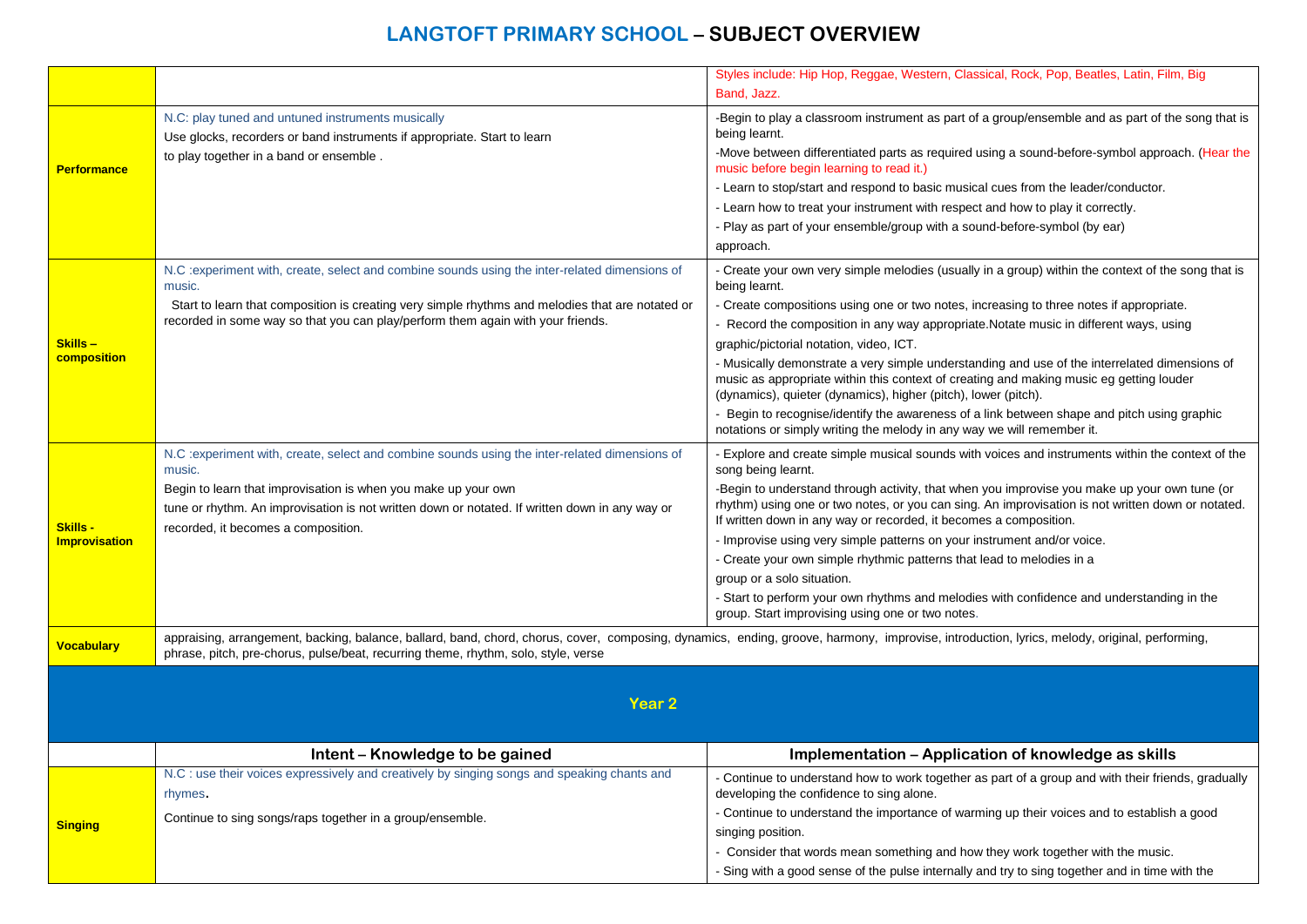# LANGTOFT PRIMARY SCHOOL – SUBJECT OVERVIEW

| | | |
|---|---|---|
| | | Styles include: Hip Hop, Reggae, Western, Classical, Rock, Pop, Beatles, Latin, Film, Big Band, Jazz. |
| **Performance** | N.C: play tuned and untuned instruments musically<br>Use glocks, recorders or band instruments if appropriate. Start to learn to play together in a band or ensemble . | -Begin to play a classroom instrument as part of a group/ensemble and as part of the song that is being learnt.<br>-Move between differentiated parts as required using a sound-before-symbol approach. (Hear the music before begin learning to read it.)<br>- Learn to stop/start and respond to basic musical cues from the leader/conductor.<br>- Learn how to treat your instrument with respect and how to play it correctly.<br>- Play as part of your ensemble/group with a sound-before-symbol (by ear) approach. |
| **Skills – composition** | N.C :experiment with, create, select and combine sounds using the inter-related dimensions of music.<br>Start to learn that composition is creating very simple rhythms and melodies that are notated or recorded in some way so that you can play/perform them again with your friends. | - Create your own very simple melodies (usually in a group) within the context of the song that is being learnt.<br>- Create compositions using one or two notes, increasing to three notes if appropriate.<br>- Record the composition in any way appropriate.Notate music in different ways, using graphic/pictorial notation, video, ICT.<br>- Musically demonstrate a very simple understanding and use of the interrelated dimensions of music as appropriate within this context of creating and making music eg getting louder (dynamics), quieter (dynamics), higher (pitch), lower (pitch).<br>- Begin to recognise/identify the awareness of a link between shape and pitch using graphic notations or simply writing the melody in any way we will remember it. |
| **Skills - Improvisation** | N.C :experiment with, create, select and combine sounds using the inter-related dimensions of music.<br>Begin to learn that improvisation is when you make up your own tune or rhythm. An improvisation is not written down or notated. If written down in any way or recorded, it becomes a composition. | - Explore and create simple musical sounds with voices and instruments within the context of the song being learnt.<br>-Begin to understand through activity, that when you improvise you make up your own tune (or rhythm) using one or two notes, or you can sing. An improvisation is not written down or notated. If written down in any way or recorded, it becomes a composition.<br>- Improvise using very simple patterns on your instrument and/or voice.<br>- Create your own simple rhythmic patterns that lead to melodies in a group or a solo situation.<br>- Start to perform your own rhythms and melodies with confidence and understanding in the group. Start improvising using one or two notes. |
| **Vocabulary** | appraising, arrangement, backing, balance, ballard, band, chord, chorus, cover, composing, dynamics, ending, groove, harmony, improvise, introduction, lyrics, melody, original, performing, phrase, pitch, pre-chorus, pulse/beat, recurring theme, rhythm, solo, style, verse | |

## Year 2

| | Intent – Knowledge to be gained | Implementation – Application of knowledge as skills |
|---|---|---|
| **Singing** | N.C : use their voices expressively and creatively by singing songs and speaking chants and rhymes.<br>Continue to sing songs/raps together in a group/ensemble. | - Continue to understand how to work together as part of a group and with their friends, gradually developing the confidence to sing alone.<br>- Continue to understand the importance of warming up their voices and to establish a good singing position.<br>- Consider that words mean something and how they work together with the music.<br>- Sing with a good sense of the pulse internally and try to sing together and in time with the |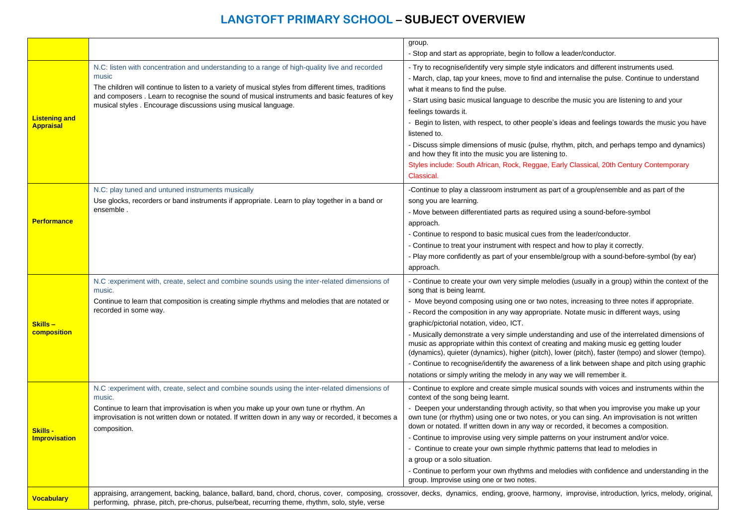# LANGTOFT PRIMARY SCHOOL – SUBJECT OVERVIEW

| | | |
|---|---|---|
| | | group.<br>- Stop and start as appropriate, begin to follow a leader/conductor. |
| **Listening and Appraisal** | N.C: listen with concentration and understanding to a range of high-quality live and recorded music<br>The children will continue to listen to a variety of musical styles from different times, traditions and composers . Learn to recognise the sound of musical instruments and basic features of key musical styles . Encourage discussions using musical language. | - Try to recognise/identify very simple style indicators and different instruments used.<br>- March, clap, tap your knees, move to find and internalise the pulse. Continue to understand what it means to find the pulse.<br>- Start using basic musical language to describe the music you are listening to and your feelings towards it.<br>- Begin to listen, with respect, to other people's ideas and feelings towards the music you have listened to.<br>- Discuss simple dimensions of music (pulse, rhythm, pitch, and perhaps tempo and dynamics) and how they fit into the music you are listening to.<br>Styles include: South African, Rock, Reggae, Early Classical, 20th Century Contemporary Classical. |
| **Performance** | N.C: play tuned and untuned instruments musically<br>Use glocks, recorders or band instruments if appropriate. Learn to play together in a band or ensemble . | -Continue to play a classroom instrument as part of a group/ensemble and as part of the song you are learning.<br>- Move between differentiated parts as required using a sound-before-symbol approach.<br>- Continue to respond to basic musical cues from the leader/conductor.<br>- Continue to treat your instrument with respect and how to play it correctly.<br>- Play more confidently as part of your ensemble/group with a sound-before-symbol (by ear) approach. |
| **Skills – composition** | N.C :experiment with, create, select and combine sounds using the inter-related dimensions of music.<br>Continue to learn that composition is creating simple rhythms and melodies that are notated or recorded in some way. | - Continue to create your own very simple melodies (usually in a group) within the context of the song that is being learnt.<br>- Move beyond composing using one or two notes, increasing to three notes if appropriate.<br>- Record the composition in any way appropriate. Notate music in different ways, using graphic/pictorial notation, video, ICT.<br>- Musically demonstrate a very simple understanding and use of the interrelated dimensions of music as appropriate within this context of creating and making music eg getting louder (dynamics), quieter (dynamics), higher (pitch), lower (pitch), faster (tempo) and slower (tempo).<br>- Continue to recognise/identify the awareness of a link between shape and pitch using graphic notations or simply writing the melody in any way we will remember it. |
| **Skills - Improvisation** | N.C :experiment with, create, select and combine sounds using the inter-related dimensions of music.<br>Continue to learn that improvisation is when you make up your own tune or rhythm. An improvisation is not written down or notated. If written down in any way or recorded, it becomes a composition. | - Continue to explore and create simple musical sounds with voices and instruments within the context of the song being learnt.<br>- Deepen your understanding through activity, so that when you improvise you make up your own tune (or rhythm) using one or two notes, or you can sing. An improvisation is not written down or notated. If written down in any way or recorded, it becomes a composition.<br>- Continue to improvise using very simple patterns on your instrument and/or voice.<br>- Continue to create your own simple rhythmic patterns that lead to melodies in a group or a solo situation.<br>- Continue to perform your own rhythms and melodies with confidence and understanding in the group. Improvise using one or two notes. |
| **Vocabulary** | appraising, arrangement, backing, balance, ballard, band, chord, chorus, cover, composing, crossover, decks, dynamics, ending, groove, harmony, improvise, introduction, lyrics, melody, original, performing, phrase, pitch, pre-chorus, pulse/beat, recurring theme, rhythm, solo, style, verse | |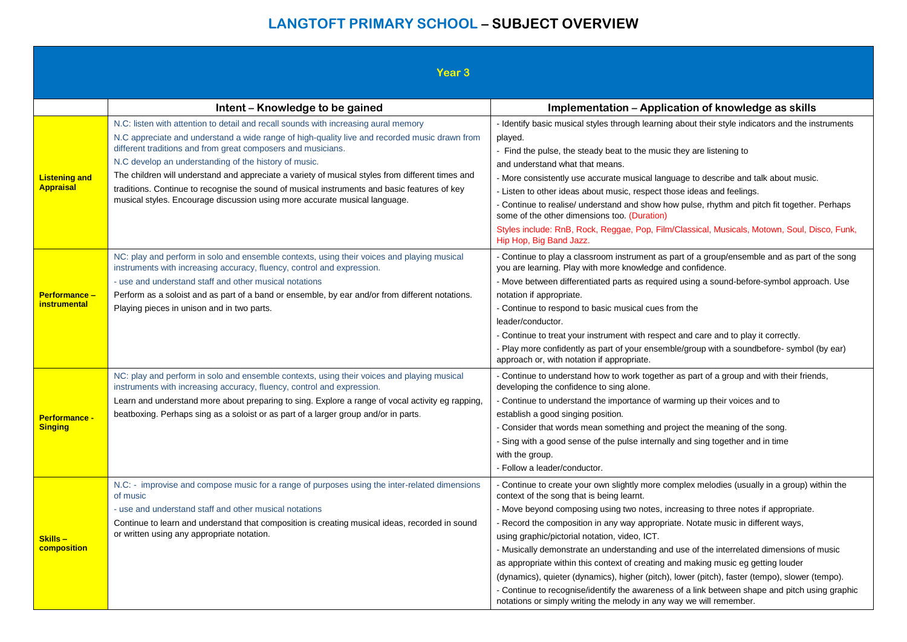# LANGTOFT PRIMARY SCHOOL – SUBJECT OVERVIEW

| Year 3 | | |
|---|---|---|
| | **Intent – Knowledge to be gained** | **Implementation – Application of knowledge as skills** |
| **Listening and Appraisal** | N.C: listen with attention to detail and recall sounds with increasing aural memory<br>N.C appreciate and understand a wide range of high-quality live and recorded music drawn from different traditions and from great composers and musicians.<br>N.C develop an understanding of the history of music.<br>The children will understand and appreciate a variety of musical styles from different times and traditions. Continue to recognise the sound of musical instruments and basic features of key musical styles. Encourage discussion using more accurate musical language. | - Identify basic musical styles through learning about their style indicators and the instruments played.<br>- Find the pulse, the steady beat to the music they are listening to and understand what that means.<br>- More consistently use accurate musical language to describe and talk about music.<br>- Listen to other ideas about music, respect those ideas and feelings.<br>- Continue to realise/ understand and show how pulse, rhythm and pitch fit together. Perhaps some of the other dimensions too. (Duration)<br>Styles include: RnB, Rock, Reggae, Pop, Film/Classical, Musicals, Motown, Soul, Disco, Funk, Hip Hop, Big Band Jazz. |
| **Performance – instrumental** | NC: play and perform in solo and ensemble contexts, using their voices and playing musical instruments with increasing accuracy, fluency, control and expression.<br>- use and understand staff and other musical notations<br>Perform as a soloist and as part of a band or ensemble, by ear and/or from different notations. Playing pieces in unison and in two parts. | - Continue to play a classroom instrument as part of a group/ensemble and as part of the song you are learning. Play with more knowledge and confidence.<br>- Move between differentiated parts as required using a sound-before-symbol approach. Use notation if appropriate.<br>- Continue to respond to basic musical cues from the leader/conductor.<br>- Continue to treat your instrument with respect and care and to play it correctly.<br>- Play more confidently as part of your ensemble/group with a soundbefore- symbol (by ear) approach or, with notation if appropriate. |
| **Performance - Singing** | NC: play and perform in solo and ensemble contexts, using their voices and playing musical instruments with increasing accuracy, fluency, control and expression.<br>Learn and understand more about preparing to sing. Explore a range of vocal activity eg rapping, beatboxing. Perhaps sing as a soloist or as part of a larger group and/or in parts. | - Continue to understand how to work together as part of a group and with their friends, developing the confidence to sing alone.<br>- Continue to understand the importance of warming up their voices and to establish a good singing position.<br>- Consider that words mean something and project the meaning of the song.<br>- Sing with a good sense of the pulse internally and sing together and in time with the group.<br>- Follow a leader/conductor. |
| **Skills – composition** | N.C: - improvise and compose music for a range of purposes using the inter-related dimensions of music<br>- use and understand staff and other musical notations<br>Continue to learn and understand that composition is creating musical ideas, recorded in sound or written using any appropriate notation. | - Continue to create your own slightly more complex melodies (usually in a group) within the context of the song that is being learnt.<br>- Move beyond composing using two notes, increasing to three notes if appropriate.<br>- Record the composition in any way appropriate. Notate music in different ways, using graphic/pictorial notation, video, ICT.<br>- Musically demonstrate an understanding and use of the interrelated dimensions of music as appropriate within this context of creating and making music eg getting louder (dynamics), quieter (dynamics), higher (pitch), lower (pitch), faster (tempo), slower (tempo).<br>- Continue to recognise/identify the awareness of a link between shape and pitch using graphic notations or simply writing the melody in any way we will remember. |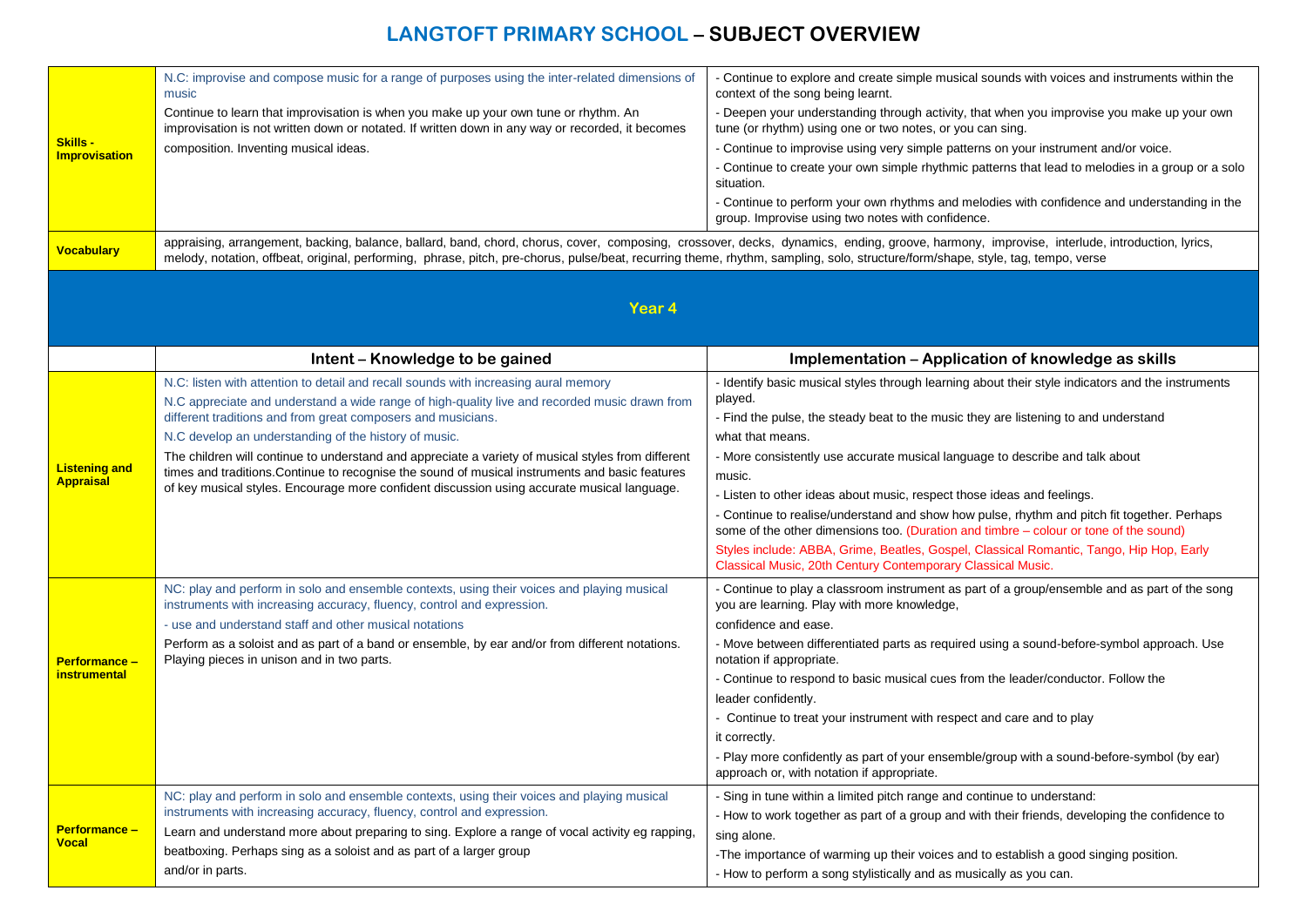# LANGTOFT PRIMARY SCHOOL – SUBJECT OVERVIEW

| | | |
|---|---|---|
| **Skills - Improvisation** | N.C: improvise and compose music for a range of purposes using the inter-related dimensions of music<br>Continue to learn that improvisation is when you make up your own tune or rhythm. An improvisation is not written down or notated. If written down in any way or recorded, it becomes composition. Inventing musical ideas. | - Continue to explore and create simple musical sounds with voices and instruments within the context of the song being learnt.<br>- Deepen your understanding through activity, that when you improvise you make up your own tune (or rhythm) using one or two notes, or you can sing.<br>- Continue to improvise using very simple patterns on your instrument and/or voice.<br>- Continue to create your own simple rhythmic patterns that lead to melodies in a group or a solo situation.<br>- Continue to perform your own rhythms and melodies with confidence and understanding in the group. Improvise using two notes with confidence. |
| **Vocabulary** | appraising, arrangement, backing, balance, ballard, band, chord, chorus, cover, composing, crossover, decks, dynamics, ending, groove, harmony, improvise, interlude, introduction, lyrics, melody, notation, offbeat, original, performing, phrase, pitch, pre-chorus, pulse/beat, recurring theme, rhythm, sampling, solo, structure/form/shape, style, tag, tempo, verse | |

## Year 4

| | Intent – Knowledge to be gained | Implementation – Application of knowledge as skills |
|---|---|---|
| **Listening and Appraisal** | N.C: listen with attention to detail and recall sounds with increasing aural memory<br>N.C appreciate and understand a wide range of high-quality live and recorded music drawn from different traditions and from great composers and musicians.<br>N.C develop an understanding of the history of music.<br>The children will continue to understand and appreciate a variety of musical styles from different times and traditions.Continue to recognise the sound of musical instruments and basic features of key musical styles. Encourage more confident discussion using accurate musical language. | - Identify basic musical styles through learning about their style indicators and the instruments played.<br>- Find the pulse, the steady beat to the music they are listening to and understand what that means.<br>- More consistently use accurate musical language to describe and talk about music.<br>- Listen to other ideas about music, respect those ideas and feelings.<br>- Continue to realise/understand and show how pulse, rhythm and pitch fit together. Perhaps some of the other dimensions too. (Duration and timbre – colour or tone of the sound)<br>Styles include: ABBA, Grime, Beatles, Gospel, Classical Romantic, Tango, Hip Hop, Early Classical Music, 20th Century Contemporary Classical Music. |
| **Performance – instrumental** | NC: play and perform in solo and ensemble contexts, using their voices and playing musical instruments with increasing accuracy, fluency, control and expression.<br>- use and understand staff and other musical notations<br>Perform as a soloist and as part of a band or ensemble, by ear and/or from different notations. Playing pieces in unison and in two parts. | - Continue to play a classroom instrument as part of a group/ensemble and as part of the song you are learning. Play with more knowledge, confidence and ease.<br>- Move between differentiated parts as required using a sound-before-symbol approach. Use notation if appropriate.<br>- Continue to respond to basic musical cues from the leader/conductor. Follow the leader confidently.<br>- Continue to treat your instrument with respect and care and to play it correctly.<br>- Play more confidently as part of your ensemble/group with a sound-before-symbol (by ear) approach or, with notation if appropriate. |
| **Performance – Vocal** | NC: play and perform in solo and ensemble contexts, using their voices and playing musical instruments with increasing accuracy, fluency, control and expression.<br>Learn and understand more about preparing to sing. Explore a range of vocal activity eg rapping, beatboxing. Perhaps sing as a soloist and as part of a larger group and/or in parts. | - Sing in tune within a limited pitch range and continue to understand:<br>- How to work together as part of a group and with their friends, developing the confidence to sing alone.<br>-The importance of warming up their voices and to establish a good singing position.<br>- How to perform a song stylistically and as musically as you can. |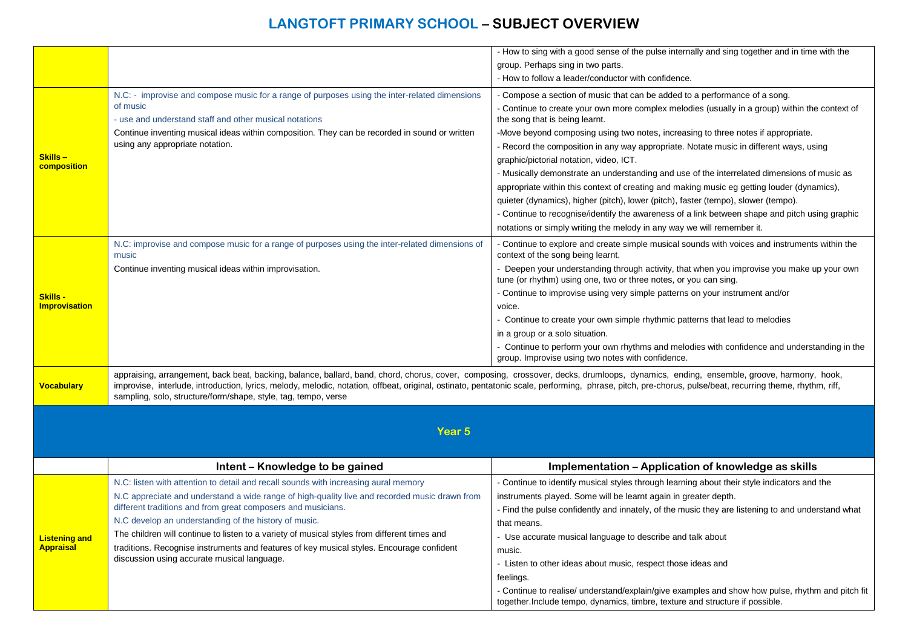# LANGTOFT PRIMARY SCHOOL – SUBJECT OVERVIEW

| | | |
|---|---|---|
| | | - How to sing with a good sense of the pulse internally and sing together and in time with the group. Perhaps sing in two parts.<br>- How to follow a leader/conductor with confidence. |
| **Skills – composition** | N.C: - improvise and compose music for a range of purposes using the inter-related dimensions of music<br>- use and understand staff and other musical notations<br>Continue inventing musical ideas within composition. They can be recorded in sound or written using any appropriate notation. | - Compose a section of music that can be added to a performance of a song.<br>- Continue to create your own more complex melodies (usually in a group) within the context of the song that is being learnt.<br>-Move beyond composing using two notes, increasing to three notes if appropriate.<br>- Record the composition in any way appropriate. Notate music in different ways, using graphic/pictorial notation, video, ICT.<br>- Musically demonstrate an understanding and use of the interrelated dimensions of music as appropriate within this context of creating and making music eg getting louder (dynamics), quieter (dynamics), higher (pitch), lower (pitch), faster (tempo), slower (tempo).<br>- Continue to recognise/identify the awareness of a link between shape and pitch using graphic notations or simply writing the melody in any way we will remember it. |
| **Skills - Improvisation** | N.C: improvise and compose music for a range of purposes using the inter-related dimensions of music<br>Continue inventing musical ideas within improvisation. | - Continue to explore and create simple musical sounds with voices and instruments within the context of the song being learnt.<br>- Deepen your understanding through activity, that when you improvise you make up your own tune (or rhythm) using one, two or three notes, or you can sing.<br>- Continue to improvise using very simple patterns on your instrument and/or voice.<br>- Continue to create your own simple rhythmic patterns that lead to melodies in a group or a solo situation.<br>- Continue to perform your own rhythms and melodies with confidence and understanding in the group. Improvise using two notes with confidence. |
| **Vocabulary** | appraising, arrangement, back beat, backing, balance, ballard, band, chord, chorus, cover, composing, crossover, decks, drumloops, dynamics, ending, ensemble, groove, harmony, hook, improvise, interlude, introduction, lyrics, melody, melodic, notation, offbeat, original, ostinato, pentatonic scale, performing, phrase, pitch, pre-chorus, pulse/beat, recurring theme, rhythm, riff, sampling, solo, structure/form/shape, style, tag, tempo, verse | |

## Year 5

| | Intent – Knowledge to be gained | Implementation – Application of knowledge as skills |
|---|---|---|
| **Listening and Appraisal** | N.C: listen with attention to detail and recall sounds with increasing aural memory<br>N.C appreciate and understand a wide range of high-quality live and recorded music drawn from different traditions and from great composers and musicians.<br>N.C develop an understanding of the history of music.<br>The children will continue to listen to a variety of musical styles from different times and traditions. Recognise instruments and features of key musical styles. Encourage confident discussion using accurate musical language. | - Continue to identify musical styles through learning about their style indicators and the instruments played. Some will be learnt again in greater depth.<br>- Find the pulse confidently and innately, of the music they are listening to and understand what that means.<br>- Use accurate musical language to describe and talk about music.<br>- Listen to other ideas about music, respect those ideas and feelings.<br>- Continue to realise/ understand/explain/give examples and show how pulse, rhythm and pitch fit together.Include tempo, dynamics, timbre, texture and structure if possible. |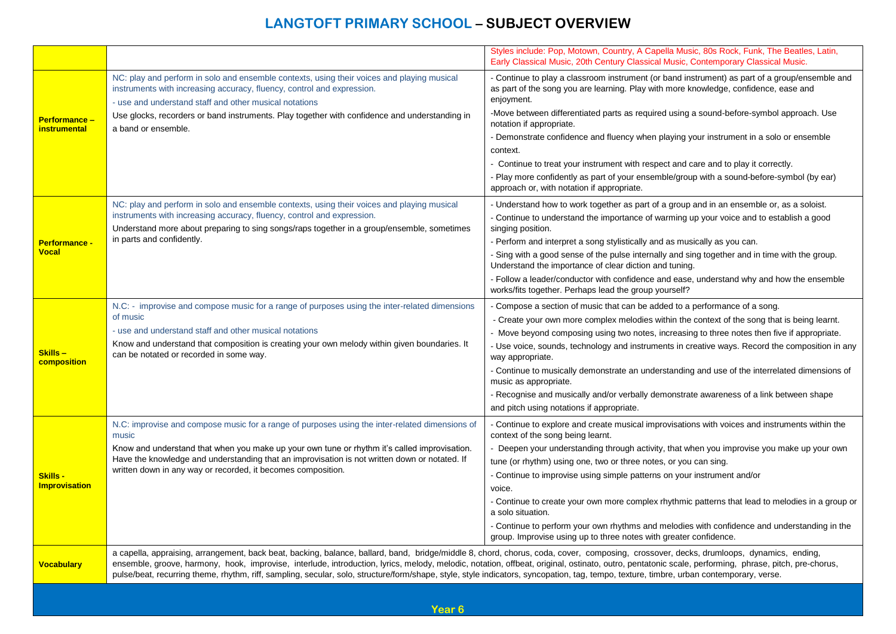# LANGTOFT PRIMARY SCHOOL – SUBJECT OVERVIEW

| | | |
|---|---|---|
| | | Styles include: Pop, Motown, Country, A Capella Music, 80s Rock, Funk, The Beatles, Latin, Early Classical Music, 20th Century Classical Music, Contemporary Classical Music. |
| **Performance – instrumental** | NC: play and perform in solo and ensemble contexts, using their voices and playing musical instruments with increasing accuracy, fluency, control and expression.<br>- use and understand staff and other musical notations<br>Use glocks, recorders or band instruments. Play together with confidence and understanding in a band or ensemble. | - Continue to play a classroom instrument (or band instrument) as part of a group/ensemble and as part of the song you are learning. Play with more knowledge, confidence, ease and enjoyment.<br>-Move between differentiated parts as required using a sound-before-symbol approach. Use notation if appropriate.<br>- Demonstrate confidence and fluency when playing your instrument in a solo or ensemble context.<br>- Continue to treat your instrument with respect and care and to play it correctly.<br>- Play more confidently as part of your ensemble/group with a sound-before-symbol (by ear) approach or, with notation if appropriate. |
| **Performance - Vocal** | NC: play and perform in solo and ensemble contexts, using their voices and playing musical instruments with increasing accuracy, fluency, control and expression.<br>Understand more about preparing to sing songs/raps together in a group/ensemble, sometimes in parts and confidently. | - Understand how to work together as part of a group and in an ensemble or, as a soloist.<br>- Continue to understand the importance of warming up your voice and to establish a good singing position.<br>- Perform and interpret a song stylistically and as musically as you can.<br>- Sing with a good sense of the pulse internally and sing together and in time with the group. Understand the importance of clear diction and tuning.<br>- Follow a leader/conductor with confidence and ease, understand why and how the ensemble works/fits together. Perhaps lead the group yourself? |
| **Skills – composition** | N.C: - improvise and compose music for a range of purposes using the inter-related dimensions of music<br>- use and understand staff and other musical notations<br>Know and understand that composition is creating your own melody within given boundaries. It can be notated or recorded in some way. | - Compose a section of music that can be added to a performance of a song.<br>- Create your own more complex melodies within the context of the song that is being learnt.<br>- Move beyond composing using two notes, increasing to three notes then five if appropriate.<br>- Use voice, sounds, technology and instruments in creative ways. Record the composition in any way appropriate.<br>- Continue to musically demonstrate an understanding and use of the interrelated dimensions of music as appropriate.<br>- Recognise and musically and/or verbally demonstrate awareness of a link between shape and pitch using notations if appropriate. |
| **Skills - Improvisation** | N.C: improvise and compose music for a range of purposes using the inter-related dimensions of music<br>Know and understand that when you make up your own tune or rhythm it's called improvisation. Have the knowledge and understanding that an improvisation is not written down or notated. If written down in any way or recorded, it becomes composition. | - Continue to explore and create musical improvisations with voices and instruments within the context of the song being learnt.<br>- Deepen your understanding through activity, that when you improvise you make up your own tune (or rhythm) using one, two or three notes, or you can sing.<br>- Continue to improvise using simple patterns on your instrument and/or voice.<br>- Continue to create your own more complex rhythmic patterns that lead to melodies in a group or a solo situation.<br>- Continue to perform your own rhythms and melodies with confidence and understanding in the group. Improvise using up to three notes with greater confidence. |
| **Vocabulary** | a capella, appraising, arrangement, back beat, backing, balance, ballard, band, bridge/middle 8, chord, chorus, coda, cover, composing, crossover, decks, drumloops, dynamics, ending, ensemble, groove, harmony, hook, improvise, interlude, introduction, lyrics, melody, melodic, notation, offbeat, original, ostinato, outro, pentatonic scale, performing, phrase, pitch, pre-chorus, pulse/beat, recurring theme, rhythm, riff, sampling, secular, solo, structure/form/shape, style, style indicators, syncopation, tag, tempo, texture, timbre, urban contemporary, verse. | |

## Year 6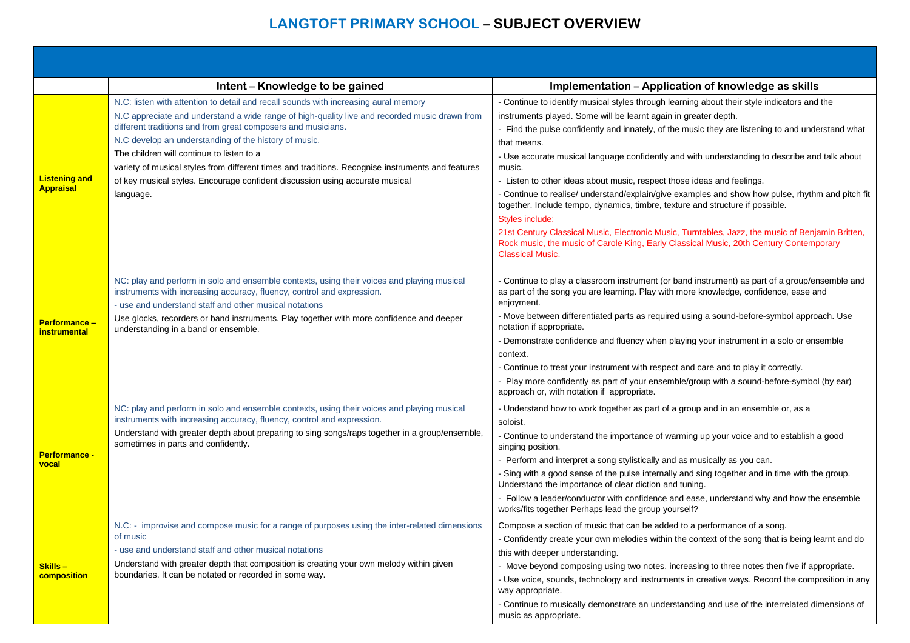# LANGTOFT PRIMARY SCHOOL – SUBJECT OVERVIEW

| | Intent – Knowledge to be gained | Implementation – Application of knowledge as skills |
|---|---|---|
| **Listening and Appraisal** | N.C: listen with attention to detail and recall sounds with increasing aural memory<br>N.C appreciate and understand a wide range of high-quality live and recorded music drawn from different traditions and from great composers and musicians.<br>N.C develop an understanding of the history of music.<br>The children will continue to listen to a variety of musical styles from different times and traditions. Recognise instruments and features of key musical styles. Encourage confident discussion using accurate musical language. | - Continue to identify musical styles through learning about their style indicators and the instruments played. Some will be learnt again in greater depth.<br>- Find the pulse confidently and innately, of the music they are listening to and understand what that means.<br>- Use accurate musical language confidently and with understanding to describe and talk about music.<br>- Listen to other ideas about music, respect those ideas and feelings.<br>- Continue to realise/ understand/explain/give examples and show how pulse, rhythm and pitch fit together. Include tempo, dynamics, timbre, texture and structure if possible.<br>Styles include:<br>21st Century Classical Music, Electronic Music, Turntables, Jazz, the music of Benjamin Britten, Rock music, the music of Carole King, Early Classical Music, 20th Century Contemporary Classical Music. |
| **Performance – instrumental** | NC: play and perform in solo and ensemble contexts, using their voices and playing musical instruments with increasing accuracy, fluency, control and expression.<br>- use and understand staff and other musical notations<br>Use glocks, recorders or band instruments. Play together with more confidence and deeper understanding in a band or ensemble. | - Continue to play a classroom instrument (or band instrument) as part of a group/ensemble and as part of the song you are learning. Play with more knowledge, confidence, ease and enjoyment.<br>- Move between differentiated parts as required using a sound-before-symbol approach. Use notation if appropriate.<br>- Demonstrate confidence and fluency when playing your instrument in a solo or ensemble context.<br>- Continue to treat your instrument with respect and care and to play it correctly.<br>- Play more confidently as part of your ensemble/group with a sound-before-symbol (by ear) approach or, with notation if appropriate. |
| **Performance - vocal** | NC: play and perform in solo and ensemble contexts, using their voices and playing musical instruments with increasing accuracy, fluency, control and expression.<br>Understand with greater depth about preparing to sing songs/raps together in a group/ensemble, sometimes in parts and confidently. | - Understand how to work together as part of a group and in an ensemble or, as a soloist.<br>- Continue to understand the importance of warming up your voice and to establish a good singing position.<br>- Perform and interpret a song stylistically and as musically as you can.<br>- Sing with a good sense of the pulse internally and sing together and in time with the group. Understand the importance of clear diction and tuning.<br>- Follow a leader/conductor with confidence and ease, understand why and how the ensemble works/fits together Perhaps lead the group yourself? |
| **Skills – composition** | N.C: - improvise and compose music for a range of purposes using the inter-related dimensions of music<br>- use and understand staff and other musical notations<br>Understand with greater depth that composition is creating your own melody within given boundaries. It can be notated or recorded in some way. | Compose a section of music that can be added to a performance of a song.<br>- Confidently create your own melodies within the context of the song that is being learnt and do this with deeper understanding.<br>- Move beyond composing using two notes, increasing to three notes then five if appropriate.<br>- Use voice, sounds, technology and instruments in creative ways. Record the composition in any way appropriate.<br>- Continue to musically demonstrate an understanding and use of the interrelated dimensions of music as appropriate. |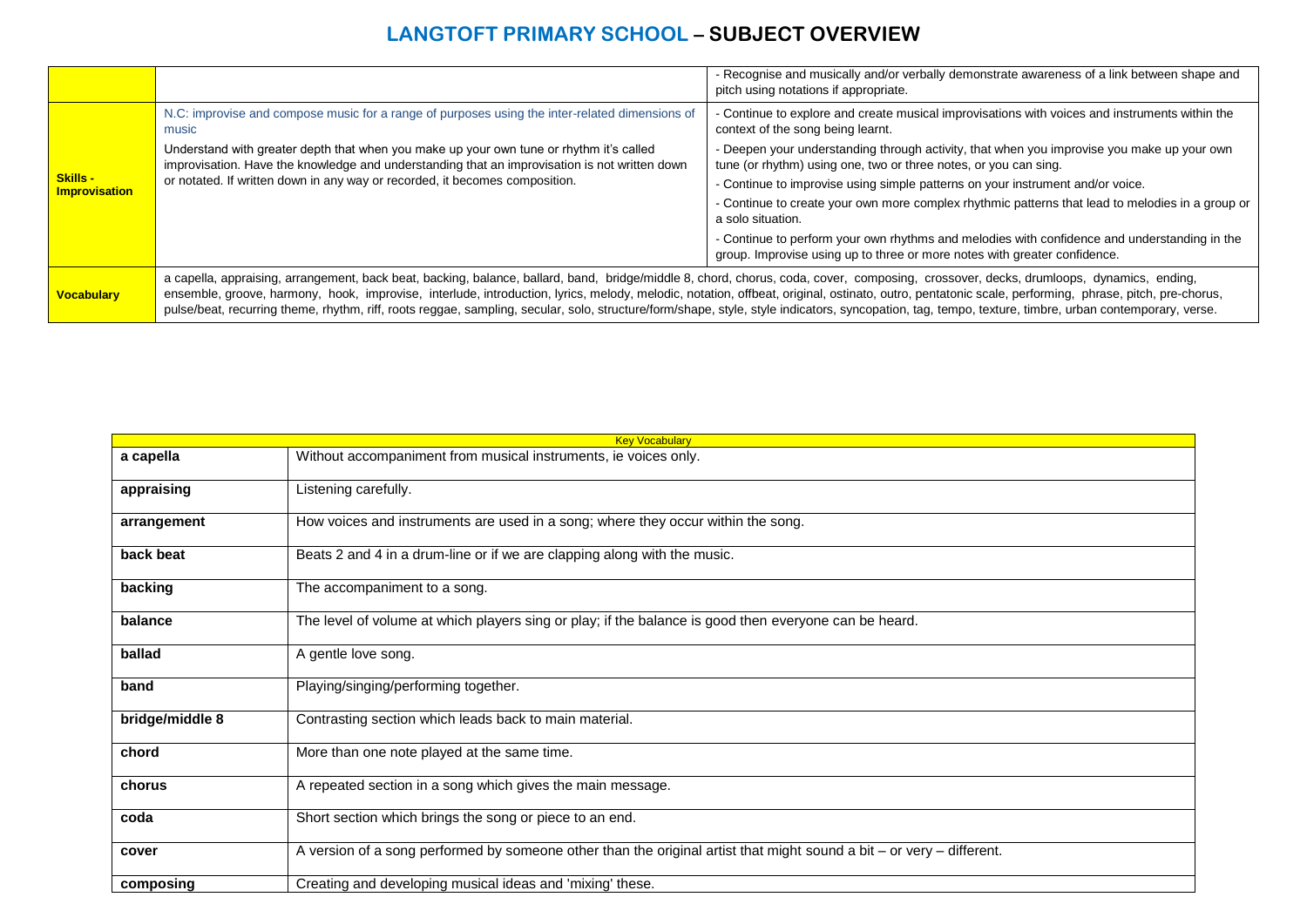## LANGTOFT PRIMARY SCHOOL – SUBJECT OVERVIEW

| | | |
|---|---|---|
| | | - Recognise and musically and/or verbally demonstrate awareness of a link between shape and pitch using notations if appropriate. |
| **Skills - Improvisation** | N.C: improvise and compose music for a range of purposes using the inter-related dimensions of music<br><br>Understand with greater depth that when you make up your own tune or rhythm it's called improvisation. Have the knowledge and understanding that an improvisation is not written down or notated. If written down in any way or recorded, it becomes composition. | - Continue to explore and create musical improvisations with voices and instruments within the context of the song being learnt.<br>- Deepen your understanding through activity, that when you improvise you make up your own tune (or rhythm) using one, two or three notes, or you can sing.<br>- Continue to improvise using simple patterns on your instrument and/or voice.<br>- Continue to create your own more complex rhythmic patterns that lead to melodies in a group or a solo situation.<br>- Continue to perform your own rhythms and melodies with confidence and understanding in the group. Improvise using up to three or more notes with greater confidence. |
| **Vocabulary** | a capella, appraising, arrangement, back beat, backing, balance, ballard, band, bridge/middle 8, chord, chorus, coda, cover, composing, crossover, decks, drumloops, dynamics, ending, ensemble, groove, harmony, hook, improvise, interlude, introduction, lyrics, melody, melodic, notation, offbeat, original, ostinato, outro, pentatonic scale, performing, phrase, pitch, pre-chorus, pulse/beat, recurring theme, rhythm, riff, roots reggae, sampling, secular, solo, structure/form/shape, style, style indicators, syncopation, tag, tempo, texture, timbre, urban contemporary, verse. | |

| Key Vocabulary | |
|---|---|
| **a capella** | Without accompaniment from musical instruments, ie voices only. |
| **appraising** | Listening carefully. |
| **arrangement** | How voices and instruments are used in a song; where they occur within the song. |
| **back beat** | Beats 2 and 4 in a drum-line or if we are clapping along with the music. |
| **backing** | The accompaniment to a song. |
| **balance** | The level of volume at which players sing or play; if the balance is good then everyone can be heard. |
| **ballad** | A gentle love song. |
| **band** | Playing/singing/performing together. |
| **bridge/middle 8** | Contrasting section which leads back to main material. |
| **chord** | More than one note played at the same time. |
| **chorus** | A repeated section in a song which gives the main message. |
| **coda** | Short section which brings the song or piece to an end. |
| **cover** | A version of a song performed by someone other than the original artist that might sound a bit – or very – different. |
| **composing** | Creating and developing musical ideas and 'mixing' these. |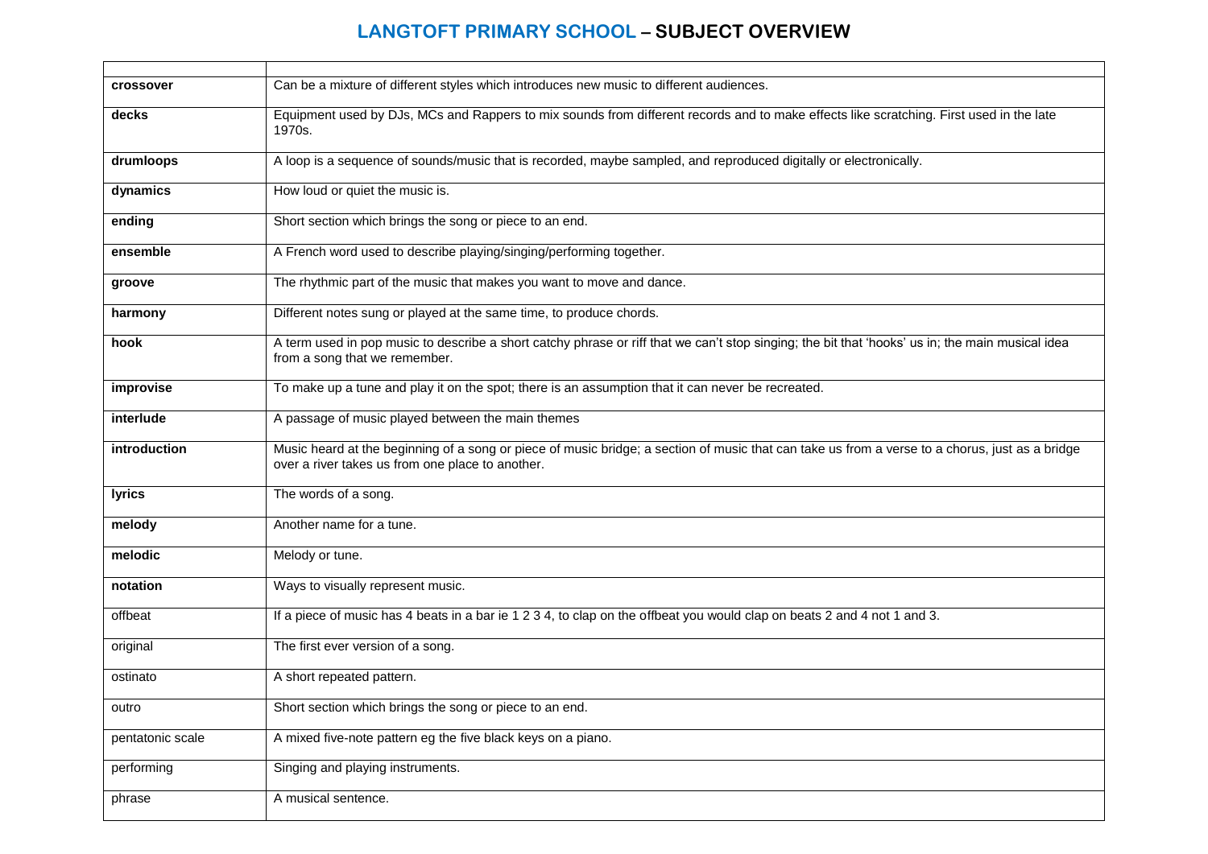# LANGTOFT PRIMARY SCHOOL – SUBJECT OVERVIEW

| | |
|---|---|
| **crossover** | Can be a mixture of different styles which introduces new music to different audiences. |
| **decks** | Equipment used by DJs, MCs and Rappers to mix sounds from different records and to make effects like scratching. First used in the late 1970s. |
| **drumloops** | A loop is a sequence of sounds/music that is recorded, maybe sampled, and reproduced digitally or electronically. |
| **dynamics** | How loud or quiet the music is. |
| **ending** | Short section which brings the song or piece to an end. |
| **ensemble** | A French word used to describe playing/singing/performing together. |
| **groove** | The rhythmic part of the music that makes you want to move and dance. |
| **harmony** | Different notes sung or played at the same time, to produce chords. |
| **hook** | A term used in pop music to describe a short catchy phrase or riff that we can't stop singing; the bit that 'hooks' us in; the main musical idea from a song that we remember. |
| **improvise** | To make up a tune and play it on the spot; there is an assumption that it can never be recreated. |
| **interlude** | A passage of music played between the main themes |
| **introduction** | Music heard at the beginning of a song or piece of music bridge; a section of music that can take us from a verse to a chorus, just as a bridge over a river takes us from one place to another. |
| **lyrics** | The words of a song. |
| **melody** | Another name for a tune. |
| **melodic** | Melody or tune. |
| **notation** | Ways to visually represent music. |
| offbeat | If a piece of music has 4 beats in a bar ie 1 2 3 4, to clap on the offbeat you would clap on beats 2 and 4 not 1 and 3. |
| original | The first ever version of a song. |
| ostinato | A short repeated pattern. |
| outro | Short section which brings the song or piece to an end. |
| pentatonic scale | A mixed five-note pattern eg the five black keys on a piano. |
| performing | Singing and playing instruments. |
| phrase | A musical sentence. |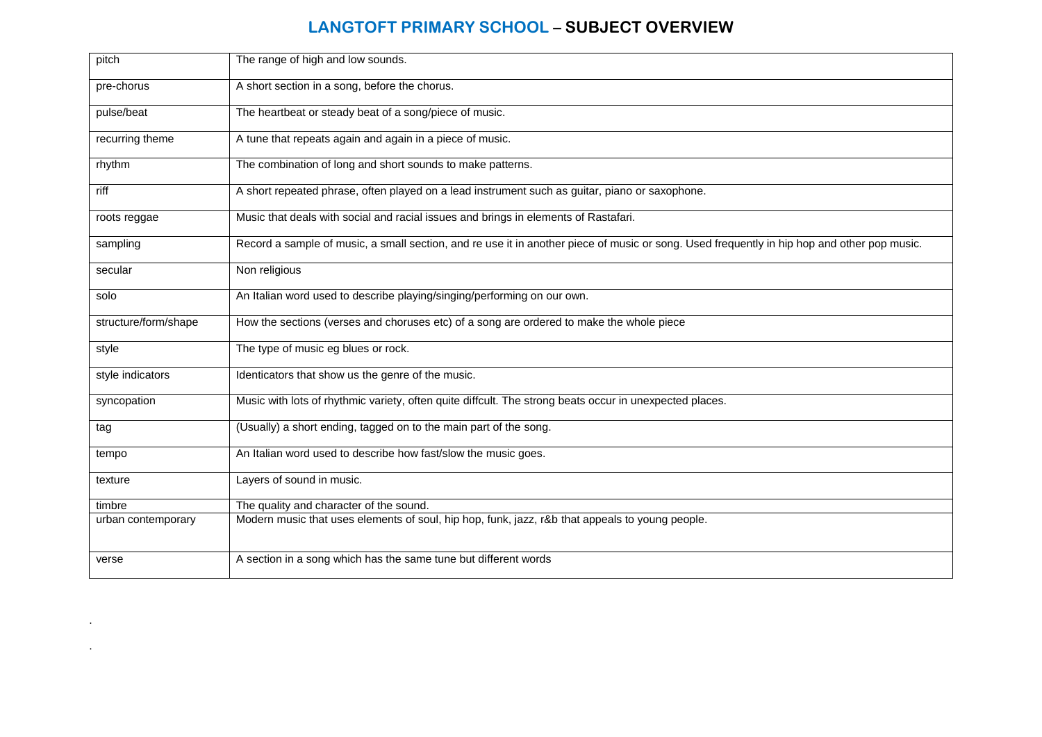| | |
|---|---|
| pitch | The range of high and low sounds. |
| pre-chorus | A short section in a song, before the chorus. |
| pulse/beat | The heartbeat or steady beat of a song/piece of music. |
| recurring theme | A tune that repeats again and again in a piece of music. |
| rhythm | The combination of long and short sounds to make patterns. |
| riff | A short repeated phrase, often played on a lead instrument such as guitar, piano or saxophone. |
| roots reggae | Music that deals with social and racial issues and brings in elements of Rastafari. |
| sampling | Record a sample of music, a small section, and re use it in another piece of music or song. Used frequently in hip hop and other pop music. |
| secular | Non religious |
| solo | An Italian word used to describe playing/singing/performing on our own. |
| structure/form/shape | How the sections (verses and choruses etc) of a song are ordered to make the whole piece |
| style | The type of music eg blues or rock. |
| style indicators | Identicators that show us the genre of the music. |
| syncopation | Music with lots of rhythmic variety, often quite diffcult. The strong beats occur in unexpected places. |
| tag | (Usually) a short ending, tagged on to the main part of the song. |
| tempo | An Italian word used to describe how fast/slow the music goes. |
| texture | Layers of sound in music. |
| timbre | The quality and character of the sound. |
| urban contemporary | Modern music that uses elements of soul, hip hop, funk, jazz, r&b that appeals to young people. |
| verse | A section in a song which has the same tune but different words |

.

.